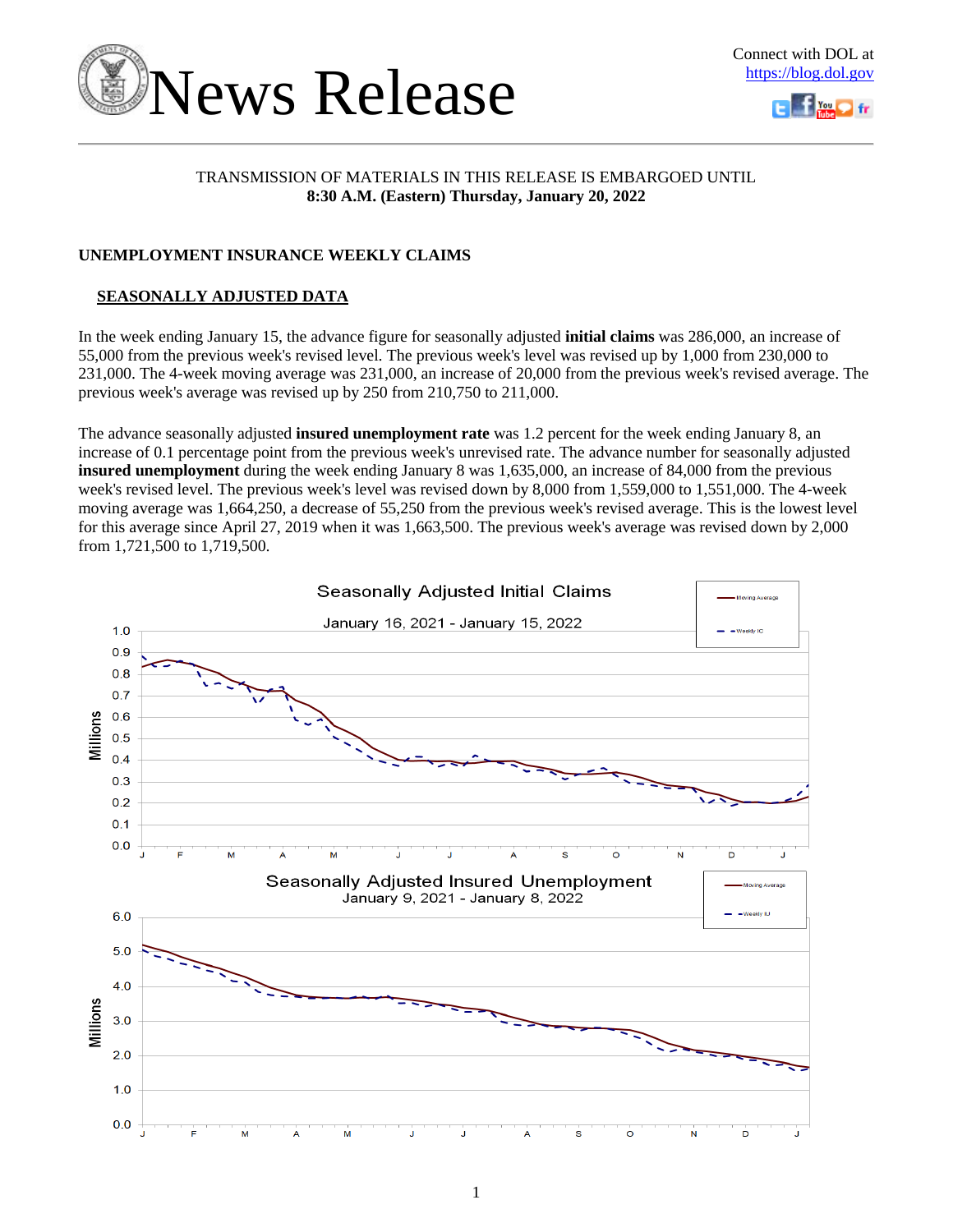# News Release

Connect with DOL at https://blog.dol.gov

TRANSMISSION OF MATERIALS IN THIS RELEASE IS EMBARGOED UNTIL
**8:30 A.M. (Eastern) Thursday, January 20, 2022**

## UNEMPLOYMENT INSURANCE WEEKLY CLAIMS

### SEASONALLY ADJUSTED DATA

In the week ending January 15, the advance figure for seasonally adjusted **initial claims** was 286,000, an increase of 55,000 from the previous week's revised level. The previous week's level was revised up by 1,000 from 230,000 to 231,000. The 4-week moving average was 231,000, an increase of 20,000 from the previous week's revised average. The previous week's average was revised up by 250 from 210,750 to 211,000.

The advance seasonally adjusted **insured unemployment rate** was 1.2 percent for the week ending January 8, an increase of 0.1 percentage point from the previous week's unrevised rate. The advance number for seasonally adjusted **insured unemployment** during the week ending January 8 was 1,635,000, an increase of 84,000 from the previous week's revised level. The previous week's level was revised down by 8,000 from 1,559,000 to 1,551,000. The 4-week moving average was 1,664,250, a decrease of 55,250 from the previous week's revised average. This is the lowest level for this average since April 27, 2019 when it was 1,663,500. The previous week's average was revised down by 2,000 from 1,721,500 to 1,719,500.

Seasonally Adjusted Initial Claims
January 16, 2021 - January 15, 2022

Seasonally Adjusted Insured Unemployment
January 9, 2021 - January 8, 2022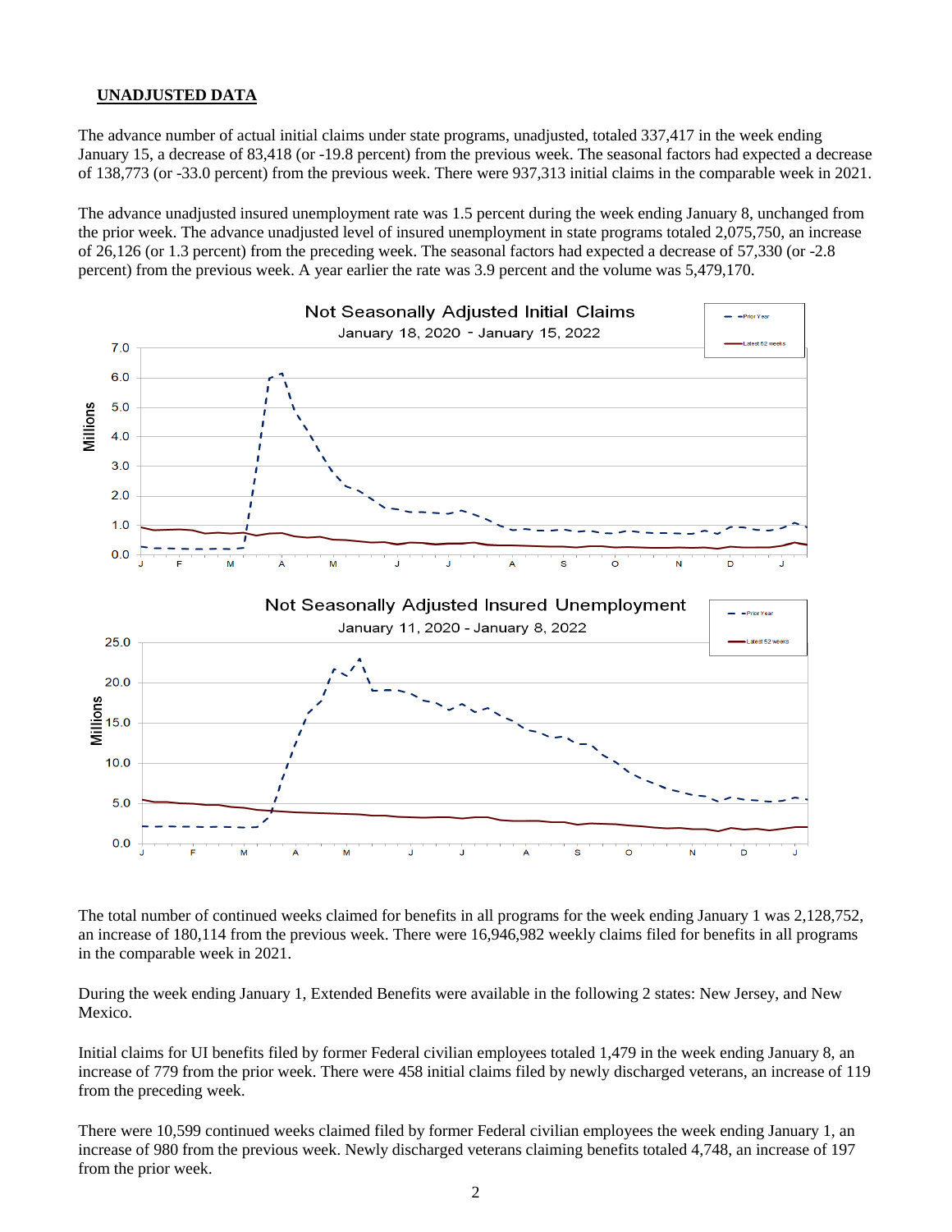## UNADJUSTED DATA

The advance number of actual initial claims under state programs, unadjusted, totaled 337,417 in the week ending January 15, a decrease of 83,418 (or -19.8 percent) from the previous week. The seasonal factors had expected a decrease of 138,773 (or -33.0 percent) from the previous week. There were 937,313 initial claims in the comparable week in 2021.

The advance unadjusted insured unemployment rate was 1.5 percent during the week ending January 8, unchanged from the prior week. The advance unadjusted level of insured unemployment in state programs totaled 2,075,750, an increase of 26,126 (or 1.3 percent) from the preceding week. The seasonal factors had expected a decrease of 57,330 (or -2.8 percent) from the previous week. A year earlier the rate was 3.9 percent and the volume was 5,479,170.

The total number of continued weeks claimed for benefits in all programs for the week ending January 1 was 2,128,752, an increase of 180,114 from the previous week. There were 16,946,982 weekly claims filed for benefits in all programs in the comparable week in 2021.

During the week ending January 1, Extended Benefits were available in the following 2 states: New Jersey, and New Mexico.

Initial claims for UI benefits filed by former Federal civilian employees totaled 1,479 in the week ending January 8, an increase of 779 from the prior week. There were 458 initial claims filed by newly discharged veterans, an increase of 119 from the preceding week.

There were 10,599 continued weeks claimed filed by former Federal civilian employees the week ending January 1, an increase of 980 from the previous week. Newly discharged veterans claiming benefits totaled 4,748, an increase of 197 from the prior week.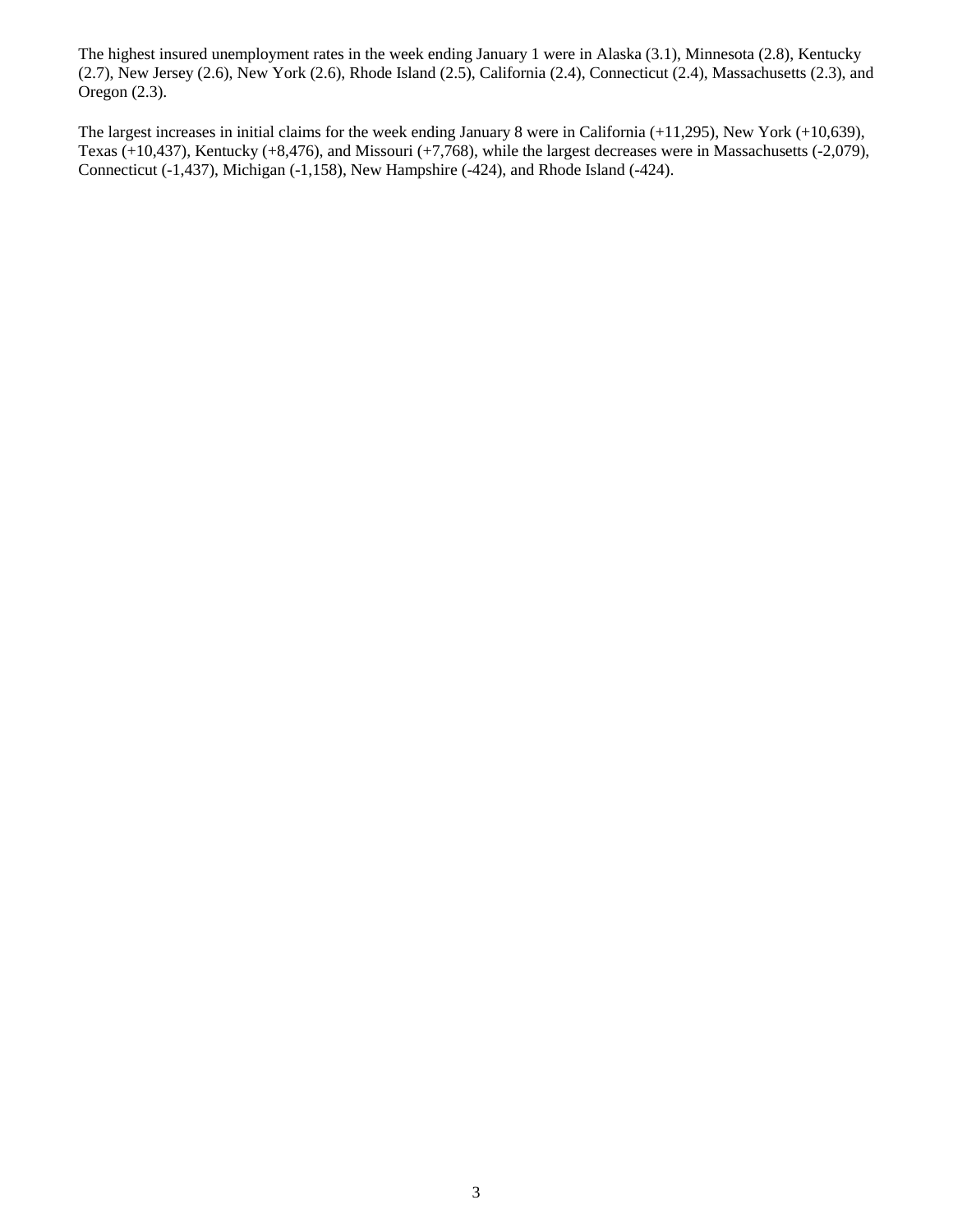The highest insured unemployment rates in the week ending January 1 were in Alaska (3.1), Minnesota (2.8), Kentucky (2.7), New Jersey (2.6), New York (2.6), Rhode Island (2.5), California (2.4), Connecticut (2.4), Massachusetts (2.3), and Oregon (2.3).

The largest increases in initial claims for the week ending January 8 were in California (+11,295), New York (+10,639), Texas (+10,437), Kentucky (+8,476), and Missouri (+7,768), while the largest decreases were in Massachusetts (-2,079), Connecticut (-1,437), Michigan (-1,158), New Hampshire (-424), and Rhode Island (-424).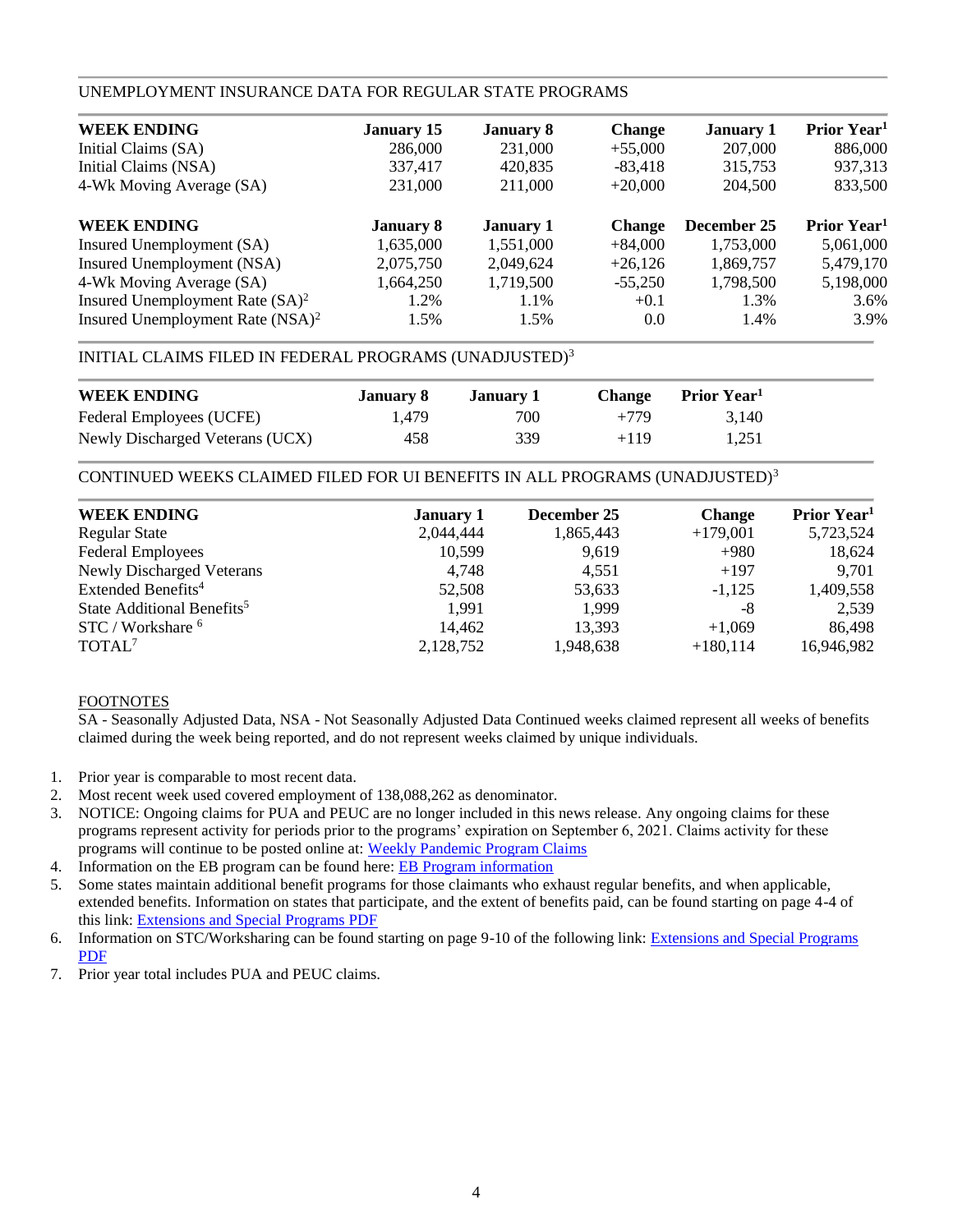## UNEMPLOYMENT INSURANCE DATA FOR REGULAR STATE PROGRAMS

| WEEK ENDING | January 15 | January 8 | Change | January 1 | Prior Year[1] |
|---|---|---|---|---|---|
| Initial Claims (SA) | 286,000 | 231,000 | +55,000 | 207,000 | 886,000 |
| Initial Claims (NSA) | 337,417 | 420,835 | -83,418 | 315,753 | 937,313 |
| 4-Wk Moving Average (SA) | 231,000 | 211,000 | +20,000 | 204,500 | 833,500 |

| WEEK ENDING | January 8 | January 1 | Change | December 25 | Prior Year[1] |
|---|---|---|---|---|---|
| Insured Unemployment (SA) | 1,635,000 | 1,551,000 | +84,000 | 1,753,000 | 5,061,000 |
| Insured Unemployment (NSA) | 2,075,750 | 2,049,624 | +26,126 | 1,869,757 | 5,479,170 |
| 4-Wk Moving Average (SA) | 1,664,250 | 1,719,500 | -55,250 | 1,798,500 | 5,198,000 |
| Insured Unemployment Rate (SA)[2] | 1.2% | 1.1% | +0.1 | 1.3% | 3.6% |
| Insured Unemployment Rate (NSA)[2] | 1.5% | 1.5% | 0.0 | 1.4% | 3.9% |

## INITIAL CLAIMS FILED IN FEDERAL PROGRAMS (UNADJUSTED)[3]

| WEEK ENDING | January 8 | January 1 | Change | Prior Year[1] |
|---|---|---|---|---|
| Federal Employees (UCFE) | 1,479 | 700 | +779 | 3,140 |
| Newly Discharged Veterans (UCX) | 458 | 339 | +119 | 1,251 |

## CONTINUED WEEKS CLAIMED FILED FOR UI BENEFITS IN ALL PROGRAMS (UNADJUSTED)[3]

| WEEK ENDING | January 1 | December 25 | Change | Prior Year[1] |
|---|---|---|---|---|
| Regular State | 2,044,444 | 1,865,443 | +179,001 | 5,723,524 |
| Federal Employees | 10,599 | 9,619 | +980 | 18,624 |
| Newly Discharged Veterans | 4,748 | 4,551 | +197 | 9,701 |
| Extended Benefits[4] | 52,508 | 53,633 | -1,125 | 1,409,558 |
| State Additional Benefits[5] | 1,991 | 1,999 | -8 | 2,539 |
| STC / Workshare [6] | 14,462 | 13,393 | +1,069 | 86,498 |
| TOTAL[7] | 2,128,752 | 1,948,638 | +180,114 | 16,946,982 |

FOOTNOTES

SA - Seasonally Adjusted Data, NSA - Not Seasonally Adjusted Data Continued weeks claimed represent all weeks of benefits claimed during the week being reported, and do not represent weeks claimed by unique individuals.

1. Prior year is comparable to most recent data.
2. Most recent week used covered employment of 138,088,262 as denominator.
3. NOTICE: Ongoing claims for PUA and PEUC are no longer included in this news release. Any ongoing claims for these programs represent activity for periods prior to the programs' expiration on September 6, 2021. Claims activity for these programs will continue to be posted online at: Weekly Pandemic Program Claims
4. Information on the EB program can be found here: EB Program information
5. Some states maintain additional benefit programs for those claimants who exhaust regular benefits, and when applicable, extended benefits. Information on states that participate, and the extent of benefits paid, can be found starting on page 4-4 of this link: Extensions and Special Programs PDF
6. Information on STC/Worksharing can be found starting on page 9-10 of the following link: Extensions and Special Programs PDF
7. Prior year total includes PUA and PEUC claims.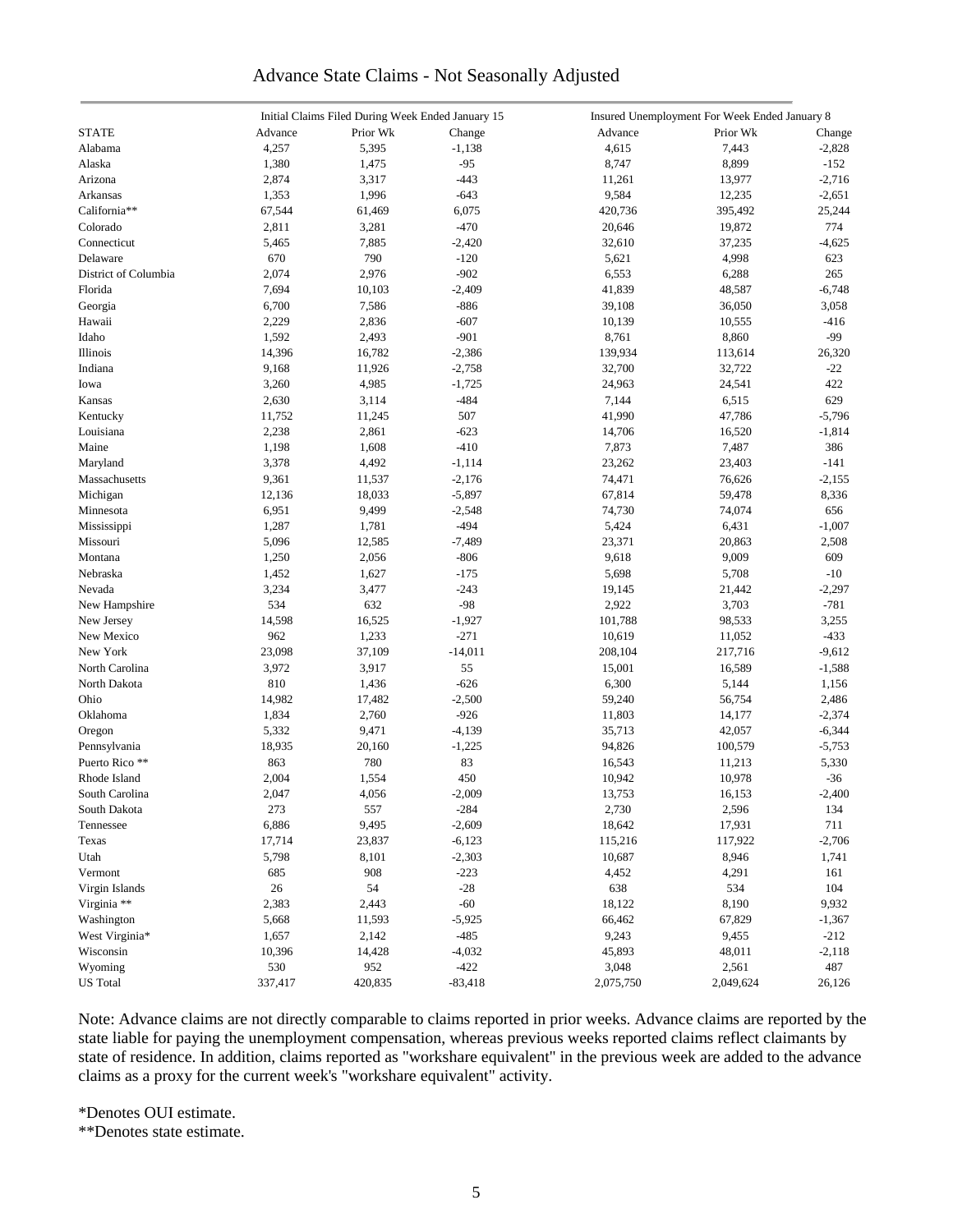# Advance State Claims - Not Seasonally Adjusted

| STATE | Initial Claims Filed During Week Ended January 15 | | | Insured Unemployment For Week Ended January 8 | | |
|---|---|---|---|---|---|---|
| | Advance | Prior Wk | Change | Advance | Prior Wk | Change |
| Alabama | 4,257 | 5,395 | -1,138 | 4,615 | 7,443 | -2,828 |
| Alaska | 1,380 | 1,475 | -95 | 8,747 | 8,899 | -152 |
| Arizona | 2,874 | 3,317 | -443 | 11,261 | 13,977 | -2,716 |
| Arkansas | 1,353 | 1,996 | -643 | 9,584 | 12,235 | -2,651 |
| California** | 67,544 | 61,469 | 6,075 | 420,736 | 395,492 | 25,244 |
| Colorado | 2,811 | 3,281 | -470 | 20,646 | 19,872 | 774 |
| Connecticut | 5,465 | 7,885 | -2,420 | 32,610 | 37,235 | -4,625 |
| Delaware | 670 | 790 | -120 | 5,621 | 4,998 | 623 |
| District of Columbia | 2,074 | 2,976 | -902 | 6,553 | 6,288 | 265 |
| Florida | 7,694 | 10,103 | -2,409 | 41,839 | 48,587 | -6,748 |
| Georgia | 6,700 | 7,586 | -886 | 39,108 | 36,050 | 3,058 |
| Hawaii | 2,229 | 2,836 | -607 | 10,139 | 10,555 | -416 |
| Idaho | 1,592 | 2,493 | -901 | 8,761 | 8,860 | -99 |
| Illinois | 14,396 | 16,782 | -2,386 | 139,934 | 113,614 | 26,320 |
| Indiana | 9,168 | 11,926 | -2,758 | 32,700 | 32,722 | -22 |
| Iowa | 3,260 | 4,985 | -1,725 | 24,963 | 24,541 | 422 |
| Kansas | 2,630 | 3,114 | -484 | 7,144 | 6,515 | 629 |
| Kentucky | 11,752 | 11,245 | 507 | 41,990 | 47,786 | -5,796 |
| Louisiana | 2,238 | 2,861 | -623 | 14,706 | 16,520 | -1,814 |
| Maine | 1,198 | 1,608 | -410 | 7,873 | 7,487 | 386 |
| Maryland | 3,378 | 4,492 | -1,114 | 23,262 | 23,403 | -141 |
| Massachusetts | 9,361 | 11,537 | -2,176 | 74,471 | 76,626 | -2,155 |
| Michigan | 12,136 | 18,033 | -5,897 | 67,814 | 59,478 | 8,336 |
| Minnesota | 6,951 | 9,499 | -2,548 | 74,730 | 74,074 | 656 |
| Mississippi | 1,287 | 1,781 | -494 | 5,424 | 6,431 | -1,007 |
| Missouri | 5,096 | 12,585 | -7,489 | 23,371 | 20,863 | 2,508 |
| Montana | 1,250 | 2,056 | -806 | 9,618 | 9,009 | 609 |
| Nebraska | 1,452 | 1,627 | -175 | 5,698 | 5,708 | -10 |
| Nevada | 3,234 | 3,477 | -243 | 19,145 | 21,442 | -2,297 |
| New Hampshire | 534 | 632 | -98 | 2,922 | 3,703 | -781 |
| New Jersey | 14,598 | 16,525 | -1,927 | 101,788 | 98,533 | 3,255 |
| New Mexico | 962 | 1,233 | -271 | 10,619 | 11,052 | -433 |
| New York | 23,098 | 37,109 | -14,011 | 208,104 | 217,716 | -9,612 |
| North Carolina | 3,972 | 3,917 | 55 | 15,001 | 16,589 | -1,588 |
| North Dakota | 810 | 1,436 | -626 | 6,300 | 5,144 | 1,156 |
| Ohio | 14,982 | 17,482 | -2,500 | 59,240 | 56,754 | 2,486 |
| Oklahoma | 1,834 | 2,760 | -926 | 11,803 | 14,177 | -2,374 |
| Oregon | 5,332 | 9,471 | -4,139 | 35,713 | 42,057 | -6,344 |
| Pennsylvania | 18,935 | 20,160 | -1,225 | 94,826 | 100,579 | -5,753 |
| Puerto Rico ** | 863 | 780 | 83 | 16,543 | 11,213 | 5,330 |
| Rhode Island | 2,004 | 1,554 | 450 | 10,942 | 10,978 | -36 |
| South Carolina | 2,047 | 4,056 | -2,009 | 13,753 | 16,153 | -2,400 |
| South Dakota | 273 | 557 | -284 | 2,730 | 2,596 | 134 |
| Tennessee | 6,886 | 9,495 | -2,609 | 18,642 | 17,931 | 711 |
| Texas | 17,714 | 23,837 | -6,123 | 115,216 | 117,922 | -2,706 |
| Utah | 5,798 | 8,101 | -2,303 | 10,687 | 8,946 | 1,741 |
| Vermont | 685 | 908 | -223 | 4,452 | 4,291 | 161 |
| Virgin Islands | 26 | 54 | -28 | 638 | 534 | 104 |
| Virginia ** | 2,383 | 2,443 | -60 | 18,122 | 8,190 | 9,932 |
| Washington | 5,668 | 11,593 | -5,925 | 66,462 | 67,829 | -1,367 |
| West Virginia* | 1,657 | 2,142 | -485 | 9,243 | 9,455 | -212 |
| Wisconsin | 10,396 | 14,428 | -4,032 | 45,893 | 48,011 | -2,118 |
| Wyoming | 530 | 952 | -422 | 3,048 | 2,561 | 487 |
| US Total | 337,417 | 420,835 | -83,418 | 2,075,750 | 2,049,624 | 26,126 |

Note: Advance claims are not directly comparable to claims reported in prior weeks. Advance claims are reported by the state liable for paying the unemployment compensation, whereas previous weeks reported claims reflect claimants by state of residence. In addition, claims reported as "workshare equivalent" in the previous week are added to the advance claims as a proxy for the current week's "workshare equivalent" activity.

*Denotes OUI estimate.

**Denotes state estimate.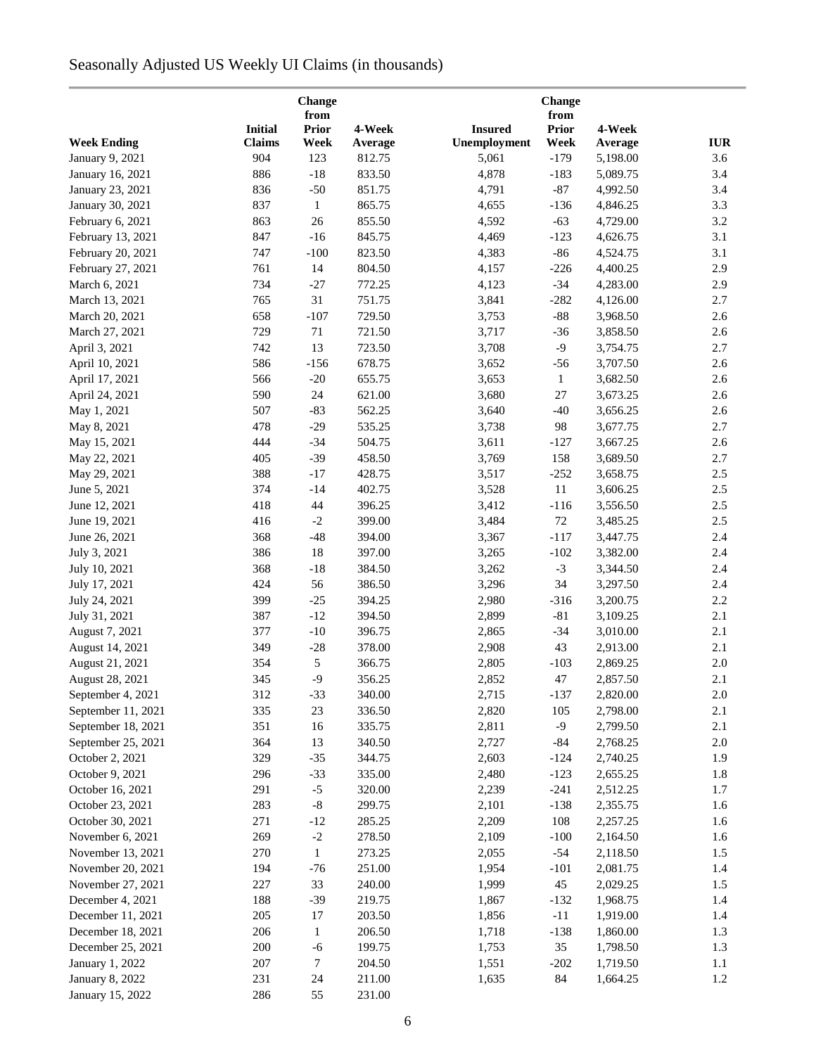# Seasonally Adjusted US Weekly UI Claims (in thousands)

| Week Ending | Initial Claims | Change from Prior Week | 4-Week Average | Insured Unemployment | Change from Prior Week | 4-Week Average | IUR |
|---|---|---|---|---|---|---|---|
| January 9, 2021 | 904 | 123 | 812.75 | 5,061 | -179 | 5,198.00 | 3.6 |
| January 16, 2021 | 886 | -18 | 833.50 | 4,878 | -183 | 5,089.75 | 3.4 |
| January 23, 2021 | 836 | -50 | 851.75 | 4,791 | -87 | 4,992.50 | 3.4 |
| January 30, 2021 | 837 | 1 | 865.75 | 4,655 | -136 | 4,846.25 | 3.3 |
| February 6, 2021 | 863 | 26 | 855.50 | 4,592 | -63 | 4,729.00 | 3.2 |
| February 13, 2021 | 847 | -16 | 845.75 | 4,469 | -123 | 4,626.75 | 3.1 |
| February 20, 2021 | 747 | -100 | 823.50 | 4,383 | -86 | 4,524.75 | 3.1 |
| February 27, 2021 | 761 | 14 | 804.50 | 4,157 | -226 | 4,400.25 | 2.9 |
| March 6, 2021 | 734 | -27 | 772.25 | 4,123 | -34 | 4,283.00 | 2.9 |
| March 13, 2021 | 765 | 31 | 751.75 | 3,841 | -282 | 4,126.00 | 2.7 |
| March 20, 2021 | 658 | -107 | 729.50 | 3,753 | -88 | 3,968.50 | 2.6 |
| March 27, 2021 | 729 | 71 | 721.50 | 3,717 | -36 | 3,858.50 | 2.6 |
| April 3, 2021 | 742 | 13 | 723.50 | 3,708 | -9 | 3,754.75 | 2.7 |
| April 10, 2021 | 586 | -156 | 678.75 | 3,652 | -56 | 3,707.50 | 2.6 |
| April 17, 2021 | 566 | -20 | 655.75 | 3,653 | 1 | 3,682.50 | 2.6 |
| April 24, 2021 | 590 | 24 | 621.00 | 3,680 | 27 | 3,673.25 | 2.6 |
| May 1, 2021 | 507 | -83 | 562.25 | 3,640 | -40 | 3,656.25 | 2.6 |
| May 8, 2021 | 478 | -29 | 535.25 | 3,738 | 98 | 3,677.75 | 2.7 |
| May 15, 2021 | 444 | -34 | 504.75 | 3,611 | -127 | 3,667.25 | 2.6 |
| May 22, 2021 | 405 | -39 | 458.50 | 3,769 | 158 | 3,689.50 | 2.7 |
| May 29, 2021 | 388 | -17 | 428.75 | 3,517 | -252 | 3,658.75 | 2.5 |
| June 5, 2021 | 374 | -14 | 402.75 | 3,528 | 11 | 3,606.25 | 2.5 |
| June 12, 2021 | 418 | 44 | 396.25 | 3,412 | -116 | 3,556.50 | 2.5 |
| June 19, 2021 | 416 | -2 | 399.00 | 3,484 | 72 | 3,485.25 | 2.5 |
| June 26, 2021 | 368 | -48 | 394.00 | 3,367 | -117 | 3,447.75 | 2.4 |
| July 3, 2021 | 386 | 18 | 397.00 | 3,265 | -102 | 3,382.00 | 2.4 |
| July 10, 2021 | 368 | -18 | 384.50 | 3,262 | -3 | 3,344.50 | 2.4 |
| July 17, 2021 | 424 | 56 | 386.50 | 3,296 | 34 | 3,297.50 | 2.4 |
| July 24, 2021 | 399 | -25 | 394.25 | 2,980 | -316 | 3,200.75 | 2.2 |
| July 31, 2021 | 387 | -12 | 394.50 | 2,899 | -81 | 3,109.25 | 2.1 |
| August 7, 2021 | 377 | -10 | 396.75 | 2,865 | -34 | 3,010.00 | 2.1 |
| August 14, 2021 | 349 | -28 | 378.00 | 2,908 | 43 | 2,913.00 | 2.1 |
| August 21, 2021 | 354 | 5 | 366.75 | 2,805 | -103 | 2,869.25 | 2.0 |
| August 28, 2021 | 345 | -9 | 356.25 | 2,852 | 47 | 2,857.50 | 2.1 |
| September 4, 2021 | 312 | -33 | 340.00 | 2,715 | -137 | 2,820.00 | 2.0 |
| September 11, 2021 | 335 | 23 | 336.50 | 2,820 | 105 | 2,798.00 | 2.1 |
| September 18, 2021 | 351 | 16 | 335.75 | 2,811 | -9 | 2,799.50 | 2.1 |
| September 25, 2021 | 364 | 13 | 340.50 | 2,727 | -84 | 2,768.25 | 2.0 |
| October 2, 2021 | 329 | -35 | 344.75 | 2,603 | -124 | 2,740.25 | 1.9 |
| October 9, 2021 | 296 | -33 | 335.00 | 2,480 | -123 | 2,655.25 | 1.8 |
| October 16, 2021 | 291 | -5 | 320.00 | 2,239 | -241 | 2,512.25 | 1.7 |
| October 23, 2021 | 283 | -8 | 299.75 | 2,101 | -138 | 2,355.75 | 1.6 |
| October 30, 2021 | 271 | -12 | 285.25 | 2,209 | 108 | 2,257.25 | 1.6 |
| November 6, 2021 | 269 | -2 | 278.50 | 2,109 | -100 | 2,164.50 | 1.6 |
| November 13, 2021 | 270 | 1 | 273.25 | 2,055 | -54 | 2,118.50 | 1.5 |
| November 20, 2021 | 194 | -76 | 251.00 | 1,954 | -101 | 2,081.75 | 1.4 |
| November 27, 2021 | 227 | 33 | 240.00 | 1,999 | 45 | 2,029.25 | 1.5 |
| December 4, 2021 | 188 | -39 | 219.75 | 1,867 | -132 | 1,968.75 | 1.4 |
| December 11, 2021 | 205 | 17 | 203.50 | 1,856 | -11 | 1,919.00 | 1.4 |
| December 18, 2021 | 206 | 1 | 206.50 | 1,718 | -138 | 1,860.00 | 1.3 |
| December 25, 2021 | 200 | -6 | 199.75 | 1,753 | 35 | 1,798.50 | 1.3 |
| January 1, 2022 | 207 | 7 | 204.50 | 1,551 | -202 | 1,719.50 | 1.1 |
| January 8, 2022 | 231 | 24 | 211.00 | 1,635 | 84 | 1,664.25 | 1.2 |
| January 15, 2022 | 286 | 55 | 231.00 | | | | |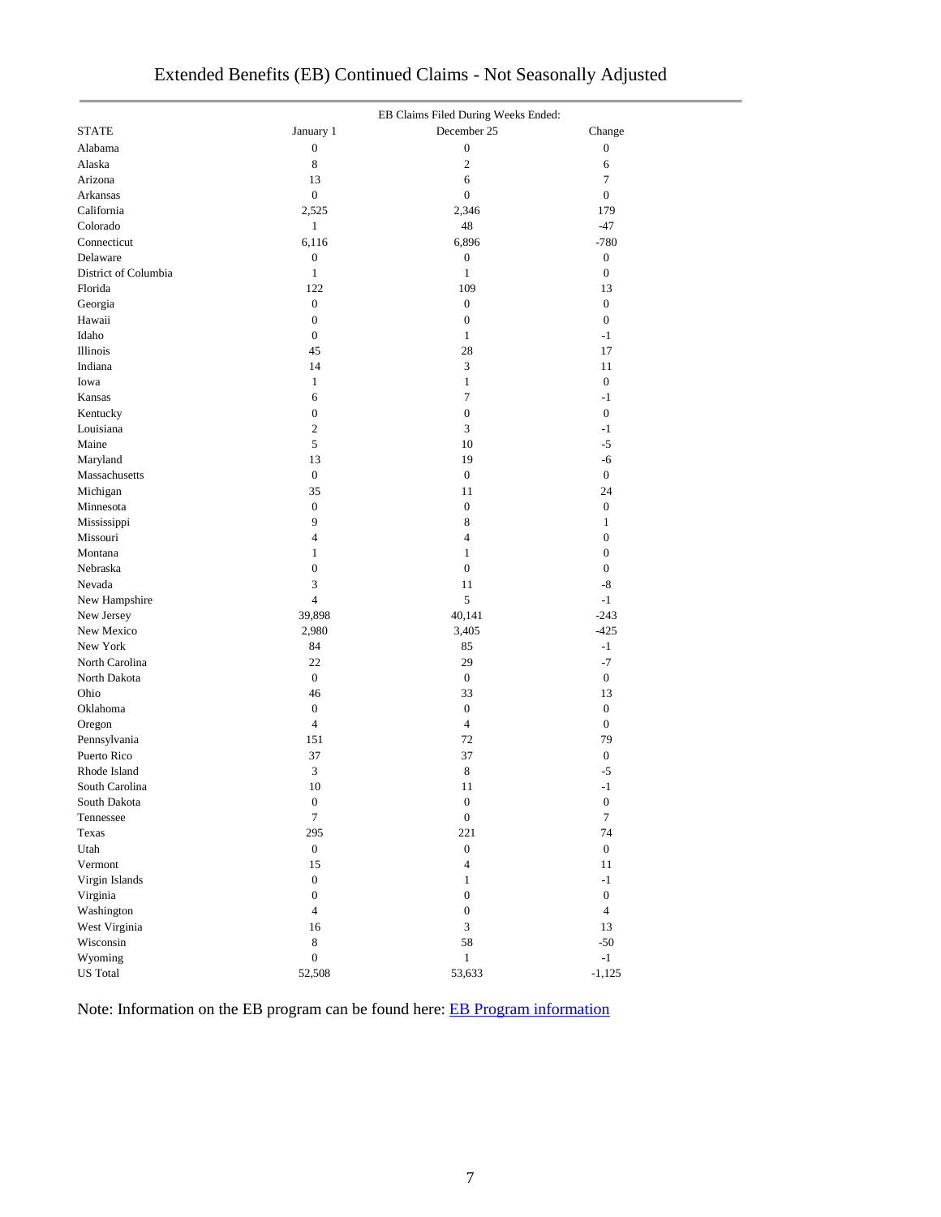# Extended Benefits (EB) Continued Claims - Not Seasonally Adjusted

| STATE | EB Claims Filed During Weeks Ended: January 1 | December 25 | Change |
|---|---|---|---|
| Alabama | 0 | 0 | 0 |
| Alaska | 8 | 2 | 6 |
| Arizona | 13 | 6 | 7 |
| Arkansas | 0 | 0 | 0 |
| California | 2,525 | 2,346 | 179 |
| Colorado | 1 | 48 | -47 |
| Connecticut | 6,116 | 6,896 | -780 |
| Delaware | 0 | 0 | 0 |
| District of Columbia | 1 | 1 | 0 |
| Florida | 122 | 109 | 13 |
| Georgia | 0 | 0 | 0 |
| Hawaii | 0 | 0 | 0 |
| Idaho | 0 | 1 | -1 |
| Illinois | 45 | 28 | 17 |
| Indiana | 14 | 3 | 11 |
| Iowa | 1 | 1 | 0 |
| Kansas | 6 | 7 | -1 |
| Kentucky | 0 | 0 | 0 |
| Louisiana | 2 | 3 | -1 |
| Maine | 5 | 10 | -5 |
| Maryland | 13 | 19 | -6 |
| Massachusetts | 0 | 0 | 0 |
| Michigan | 35 | 11 | 24 |
| Minnesota | 0 | 0 | 0 |
| Mississippi | 9 | 8 | 1 |
| Missouri | 4 | 4 | 0 |
| Montana | 1 | 1 | 0 |
| Nebraska | 0 | 0 | 0 |
| Nevada | 3 | 11 | -8 |
| New Hampshire | 4 | 5 | -1 |
| New Jersey | 39,898 | 40,141 | -243 |
| New Mexico | 2,980 | 3,405 | -425 |
| New York | 84 | 85 | -1 |
| North Carolina | 22 | 29 | -7 |
| North Dakota | 0 | 0 | 0 |
| Ohio | 46 | 33 | 13 |
| Oklahoma | 0 | 0 | 0 |
| Oregon | 4 | 4 | 0 |
| Pennsylvania | 151 | 72 | 79 |
| Puerto Rico | 37 | 37 | 0 |
| Rhode Island | 3 | 8 | -5 |
| South Carolina | 10 | 11 | -1 |
| South Dakota | 0 | 0 | 0 |
| Tennessee | 7 | 0 | 7 |
| Texas | 295 | 221 | 74 |
| Utah | 0 | 0 | 0 |
| Vermont | 15 | 4 | 11 |
| Virgin Islands | 0 | 1 | -1 |
| Virginia | 0 | 0 | 0 |
| Washington | 4 | 0 | 4 |
| West Virginia | 16 | 3 | 13 |
| Wisconsin | 8 | 58 | -50 |
| Wyoming | 0 | 1 | -1 |
| US Total | 52,508 | 53,633 | -1,125 |

Note: Information on the EB program can be found here: EB Program information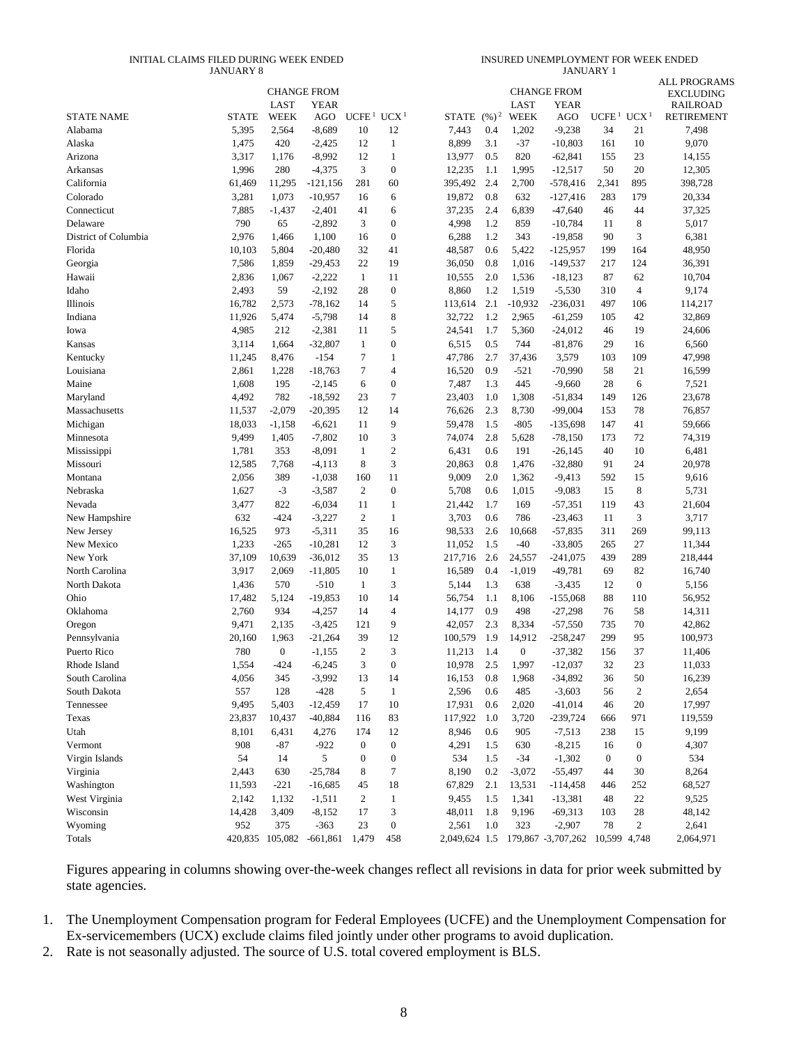| | INITIAL CLAIMS FILED DURING WEEK ENDED JANUARY 8 | | | | | INSURED UNEMPLOYMENT FOR WEEK ENDED JANUARY 1 | | | | | | |
|---|---|---|---|---|---|---|---|---|---|---|---|---|
| | | CHANGE FROM | | | | | | CHANGE FROM | | | | ALL PROGRAMS EXCLUDING RAILROAD RETIREMENT |
| STATE NAME | STATE | LAST WEEK | YEAR AGO | UCFE [1] | UCX [1] | STATE | (%) [2] | LAST WEEK | YEAR AGO | UCFE [1] | UCX [1] | |
| Alabama | 5,395 | 2,564 | -8,689 | 10 | 12 | 7,443 | 0.4 | 1,202 | -9,238 | 34 | 21 | 7,498 |
| Alaska | 1,475 | 420 | -2,425 | 12 | 1 | 8,899 | 3.1 | -37 | -10,803 | 161 | 10 | 9,070 |
| Arizona | 3,317 | 1,176 | -8,992 | 12 | 1 | 13,977 | 0.5 | 820 | -62,841 | 155 | 23 | 14,155 |
| Arkansas | 1,996 | 280 | -4,375 | 3 | 0 | 12,235 | 1.1 | 1,995 | -12,517 | 50 | 20 | 12,305 |
| California | 61,469 | 11,295 | -121,156 | 281 | 60 | 395,492 | 2.4 | 2,700 | -578,416 | 2,341 | 895 | 398,728 |
| Colorado | 3,281 | 1,073 | -10,957 | 16 | 6 | 19,872 | 0.8 | 632 | -127,416 | 283 | 179 | 20,334 |
| Connecticut | 7,885 | -1,437 | -2,401 | 41 | 6 | 37,235 | 2.4 | 6,839 | -47,640 | 46 | 44 | 37,325 |
| Delaware | 790 | 65 | -2,892 | 3 | 0 | 4,998 | 1.2 | 859 | -10,784 | 11 | 8 | 5,017 |
| District of Columbia | 2,976 | 1,466 | 1,100 | 16 | 0 | 6,288 | 1.2 | 343 | -19,858 | 90 | 3 | 6,381 |
| Florida | 10,103 | 5,804 | -20,480 | 32 | 41 | 48,587 | 0.6 | 5,422 | -125,957 | 199 | 164 | 48,950 |
| Georgia | 7,586 | 1,859 | -29,453 | 22 | 19 | 36,050 | 0.8 | 1,016 | -149,537 | 217 | 124 | 36,391 |
| Hawaii | 2,836 | 1,067 | -2,222 | 1 | 11 | 10,555 | 2.0 | 1,536 | -18,123 | 87 | 62 | 10,704 |
| Idaho | 2,493 | 59 | -2,192 | 28 | 0 | 8,860 | 1.2 | 1,519 | -5,530 | 310 | 4 | 9,174 |
| Illinois | 16,782 | 2,573 | -78,162 | 14 | 5 | 113,614 | 2.1 | -10,932 | -236,031 | 497 | 106 | 114,217 |
| Indiana | 11,926 | 5,474 | -5,798 | 14 | 8 | 32,722 | 1.2 | 2,965 | -61,259 | 105 | 42 | 32,869 |
| Iowa | 4,985 | 212 | -2,381 | 11 | 5 | 24,541 | 1.7 | 5,360 | -24,012 | 46 | 19 | 24,606 |
| Kansas | 3,114 | 1,664 | -32,807 | 1 | 0 | 6,515 | 0.5 | 744 | -81,876 | 29 | 16 | 6,560 |
| Kentucky | 11,245 | 8,476 | -154 | 7 | 1 | 47,786 | 2.7 | 37,436 | 3,579 | 103 | 109 | 47,998 |
| Louisiana | 2,861 | 1,228 | -18,763 | 7 | 4 | 16,520 | 0.9 | -521 | -70,990 | 58 | 21 | 16,599 |
| Maine | 1,608 | 195 | -2,145 | 6 | 0 | 7,487 | 1.3 | 445 | -9,660 | 28 | 6 | 7,521 |
| Maryland | 4,492 | 782 | -18,592 | 23 | 7 | 23,403 | 1.0 | 1,308 | -51,834 | 149 | 126 | 23,678 |
| Massachusetts | 11,537 | -2,079 | -20,395 | 12 | 14 | 76,626 | 2.3 | 8,730 | -99,004 | 153 | 78 | 76,857 |
| Michigan | 18,033 | -1,158 | -6,621 | 11 | 9 | 59,478 | 1.5 | -805 | -135,698 | 147 | 41 | 59,666 |
| Minnesota | 9,499 | 1,405 | -7,802 | 10 | 3 | 74,074 | 2.8 | 5,628 | -78,150 | 173 | 72 | 74,319 |
| Mississippi | 1,781 | 353 | -8,091 | 1 | 2 | 6,431 | 0.6 | 191 | -26,145 | 40 | 10 | 6,481 |
| Missouri | 12,585 | 7,768 | -4,113 | 8 | 3 | 20,863 | 0.8 | 1,476 | -32,880 | 91 | 24 | 20,978 |
| Montana | 2,056 | 389 | -1,038 | 160 | 11 | 9,009 | 2.0 | 1,362 | -9,413 | 592 | 15 | 9,616 |
| Nebraska | 1,627 | -3 | -3,587 | 2 | 0 | 5,708 | 0.6 | 1,015 | -9,083 | 15 | 8 | 5,731 |
| Nevada | 3,477 | 822 | -6,034 | 11 | 1 | 21,442 | 1.7 | 169 | -57,351 | 119 | 43 | 21,604 |
| New Hampshire | 632 | -424 | -3,227 | 2 | 1 | 3,703 | 0.6 | 786 | -23,463 | 11 | 3 | 3,717 |
| New Jersey | 16,525 | 973 | -5,311 | 35 | 16 | 98,533 | 2.6 | 10,668 | -57,835 | 311 | 269 | 99,113 |
| New Mexico | 1,233 | -265 | -10,281 | 12 | 3 | 11,052 | 1.5 | -40 | -33,805 | 265 | 27 | 11,344 |
| New York | 37,109 | 10,639 | -36,012 | 35 | 13 | 217,716 | 2.6 | 24,557 | -241,075 | 439 | 289 | 218,444 |
| North Carolina | 3,917 | 2,069 | -11,805 | 10 | 1 | 16,589 | 0.4 | -1,019 | -49,781 | 69 | 82 | 16,740 |
| North Dakota | 1,436 | 570 | -510 | 1 | 3 | 5,144 | 1.3 | 638 | -3,435 | 12 | 0 | 5,156 |
| Ohio | 17,482 | 5,124 | -19,853 | 10 | 14 | 56,754 | 1.1 | 8,106 | -155,068 | 88 | 110 | 56,952 |
| Oklahoma | 2,760 | 934 | -4,257 | 14 | 4 | 14,177 | 0.9 | 498 | -27,298 | 76 | 58 | 14,311 |
| Oregon | 9,471 | 2,135 | -3,425 | 121 | 9 | 42,057 | 2.3 | 8,334 | -57,550 | 735 | 70 | 42,862 |
| Pennsylvania | 20,160 | 1,963 | -21,264 | 39 | 12 | 100,579 | 1.9 | 14,912 | -258,247 | 299 | 95 | 100,973 |
| Puerto Rico | 780 | 0 | -1,155 | 2 | 3 | 11,213 | 1.4 | 0 | -37,382 | 156 | 37 | 11,406 |
| Rhode Island | 1,554 | -424 | -6,245 | 3 | 0 | 10,978 | 2.5 | 1,997 | -12,037 | 32 | 23 | 11,033 |
| South Carolina | 4,056 | 345 | -3,992 | 13 | 14 | 16,153 | 0.8 | 1,968 | -34,892 | 36 | 50 | 16,239 |
| South Dakota | 557 | 128 | -428 | 5 | 1 | 2,596 | 0.6 | 485 | -3,603 | 56 | 2 | 2,654 |
| Tennessee | 9,495 | 5,403 | -12,459 | 17 | 10 | 17,931 | 0.6 | 2,020 | -41,014 | 46 | 20 | 17,997 |
| Texas | 23,837 | 10,437 | -40,884 | 116 | 83 | 117,922 | 1.0 | 3,720 | -239,724 | 666 | 971 | 119,559 |
| Utah | 8,101 | 6,431 | 4,276 | 174 | 12 | 8,946 | 0.6 | 905 | -7,513 | 238 | 15 | 9,199 |
| Vermont | 908 | -87 | -922 | 0 | 0 | 4,291 | 1.5 | 630 | -8,215 | 16 | 0 | 4,307 |
| Virgin Islands | 54 | 14 | 5 | 0 | 0 | 534 | 1.5 | -34 | -1,302 | 0 | 0 | 534 |
| Virginia | 2,443 | 630 | -25,784 | 8 | 7 | 8,190 | 0.2 | -3,072 | -55,497 | 44 | 30 | 8,264 |
| Washington | 11,593 | -221 | -16,685 | 45 | 18 | 67,829 | 2.1 | 13,531 | -114,458 | 446 | 252 | 68,527 |
| West Virginia | 2,142 | 1,132 | -1,511 | 2 | 1 | 9,455 | 1.5 | 1,341 | -13,381 | 48 | 22 | 9,525 |
| Wisconsin | 14,428 | 3,409 | -8,152 | 17 | 3 | 48,011 | 1.8 | 9,196 | -69,313 | 103 | 28 | 48,142 |
| Wyoming | 952 | 375 | -363 | 23 | 0 | 2,561 | 1.0 | 323 | -2,907 | 78 | 2 | 2,641 |
| Totals | 420,835 | 105,082 | -661,861 | 1,479 | 458 | 2,049,624 | 1.5 | 179,867 | -3,707,262 | 10,599 | 4,748 | 2,064,971 |

Figures appearing in columns showing over-the-week changes reflect all revisions in data for prior week submitted by state agencies.

1. The Unemployment Compensation program for Federal Employees (UCFE) and the Unemployment Compensation for Ex-servicemembers (UCX) exclude claims filed jointly under other programs to avoid duplication.
2. Rate is not seasonally adjusted. The source of U.S. total covered employment is BLS.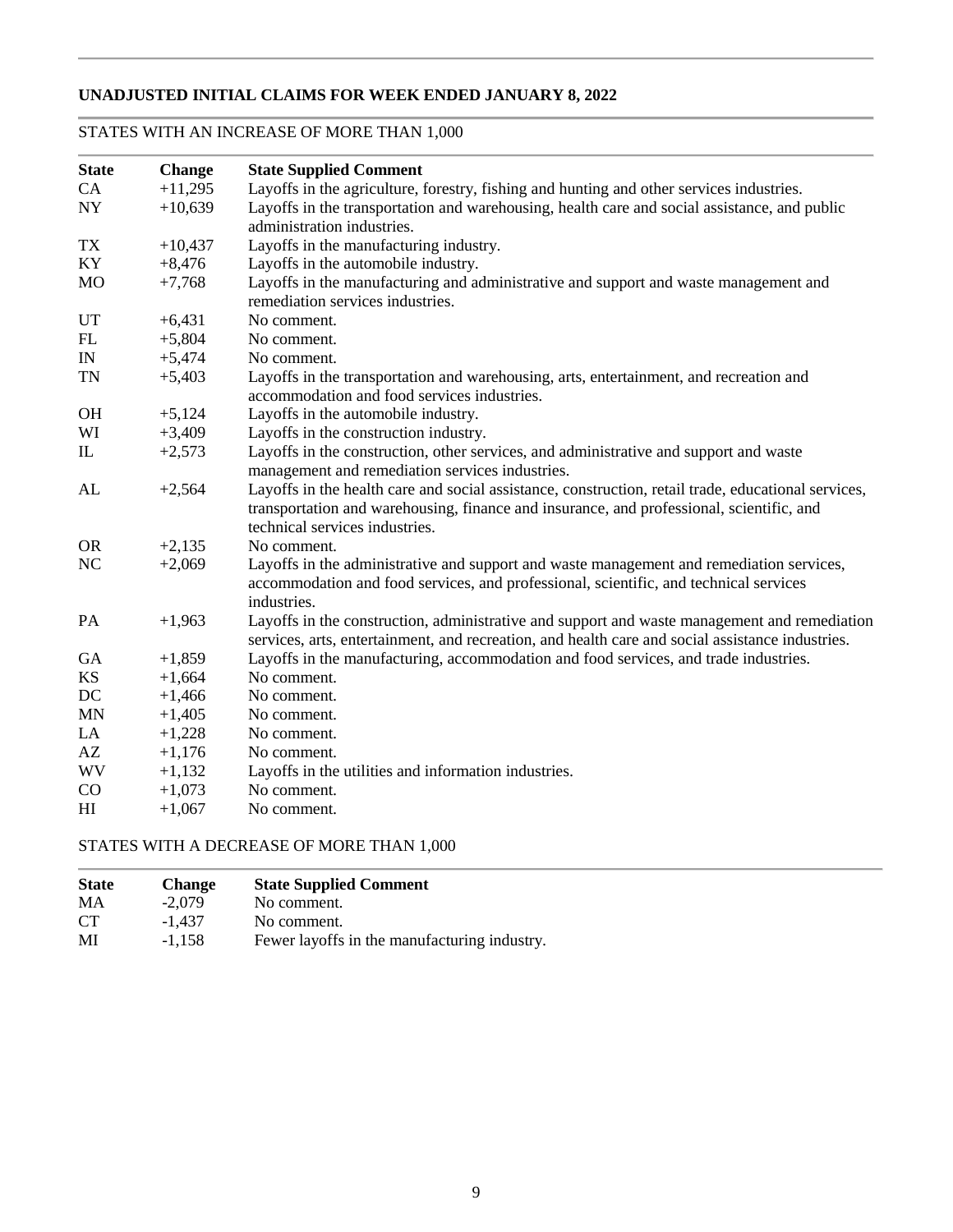## UNADJUSTED INITIAL CLAIMS FOR WEEK ENDED JANUARY 8, 2022

STATES WITH AN INCREASE OF MORE THAN 1,000

| State | Change | State Supplied Comment |
|---|---|---|
| CA | +11,295 | Layoffs in the agriculture, forestry, fishing and hunting and other services industries. |
| NY | +10,639 | Layoffs in the transportation and warehousing, health care and social assistance, and public administration industries. |
| TX | +10,437 | Layoffs in the manufacturing industry. |
| KY | +8,476 | Layoffs in the automobile industry. |
| MO | +7,768 | Layoffs in the manufacturing and administrative and support and waste management and remediation services industries. |
| UT | +6,431 | No comment. |
| FL | +5,804 | No comment. |
| IN | +5,474 | No comment. |
| TN | +5,403 | Layoffs in the transportation and warehousing, arts, entertainment, and recreation and accommodation and food services industries. |
| OH | +5,124 | Layoffs in the automobile industry. |
| WI | +3,409 | Layoffs in the construction industry. |
| IL | +2,573 | Layoffs in the construction, other services, and administrative and support and waste management and remediation services industries. |
| AL | +2,564 | Layoffs in the health care and social assistance, construction, retail trade, educational services, transportation and warehousing, finance and insurance, and professional, scientific, and technical services industries. |
| OR | +2,135 | No comment. |
| NC | +2,069 | Layoffs in the administrative and support and waste management and remediation services, accommodation and food services, and professional, scientific, and technical services industries. |
| PA | +1,963 | Layoffs in the construction, administrative and support and waste management and remediation services, arts, entertainment, and recreation, and health care and social assistance industries. |
| GA | +1,859 | Layoffs in the manufacturing, accommodation and food services, and trade industries. |
| KS | +1,664 | No comment. |
| DC | +1,466 | No comment. |
| MN | +1,405 | No comment. |
| LA | +1,228 | No comment. |
| AZ | +1,176 | No comment. |
| WV | +1,132 | Layoffs in the utilities and information industries. |
| CO | +1,073 | No comment. |
| HI | +1,067 | No comment. |

STATES WITH A DECREASE OF MORE THAN 1,000

| State | Change | State Supplied Comment |
|---|---|---|
| MA | -2,079 | No comment. |
| CT | -1,437 | No comment. |
| MI | -1,158 | Fewer layoffs in the manufacturing industry. |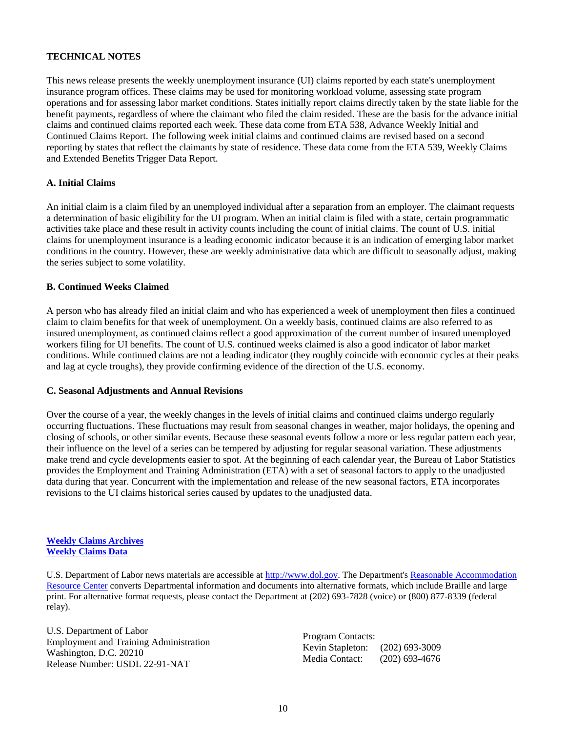## TECHNICAL NOTES

This news release presents the weekly unemployment insurance (UI) claims reported by each state's unemployment insurance program offices. These claims may be used for monitoring workload volume, assessing state program operations and for assessing labor market conditions. States initially report claims directly taken by the state liable for the benefit payments, regardless of where the claimant who filed the claim resided. These are the basis for the advance initial claims and continued claims reported each week. These data come from ETA 538, Advance Weekly Initial and Continued Claims Report. The following week initial claims and continued claims are revised based on a second reporting by states that reflect the claimants by state of residence. These data come from the ETA 539, Weekly Claims and Extended Benefits Trigger Data Report.

### A. Initial Claims

An initial claim is a claim filed by an unemployed individual after a separation from an employer. The claimant requests a determination of basic eligibility for the UI program. When an initial claim is filed with a state, certain programmatic activities take place and these result in activity counts including the count of initial claims. The count of U.S. initial claims for unemployment insurance is a leading economic indicator because it is an indication of emerging labor market conditions in the country. However, these are weekly administrative data which are difficult to seasonally adjust, making the series subject to some volatility.

### B. Continued Weeks Claimed

A person who has already filed an initial claim and who has experienced a week of unemployment then files a continued claim to claim benefits for that week of unemployment. On a weekly basis, continued claims are also referred to as insured unemployment, as continued claims reflect a good approximation of the current number of insured unemployed workers filing for UI benefits. The count of U.S. continued weeks claimed is also a good indicator of labor market conditions. While continued claims are not a leading indicator (they roughly coincide with economic cycles at their peaks and lag at cycle troughs), they provide confirming evidence of the direction of the U.S. economy.

### C. Seasonal Adjustments and Annual Revisions

Over the course of a year, the weekly changes in the levels of initial claims and continued claims undergo regularly occurring fluctuations. These fluctuations may result from seasonal changes in weather, major holidays, the opening and closing of schools, or other similar events. Because these seasonal events follow a more or less regular pattern each year, their influence on the level of a series can be tempered by adjusting for regular seasonal variation. These adjustments make trend and cycle developments easier to spot. At the beginning of each calendar year, the Bureau of Labor Statistics provides the Employment and Training Administration (ETA) with a set of seasonal factors to apply to the unadjusted data during that year. Concurrent with the implementation and release of the new seasonal factors, ETA incorporates revisions to the UI claims historical series caused by updates to the unadjusted data.

**Weekly Claims Archives**
**Weekly Claims Data**

U.S. Department of Labor news materials are accessible at http://www.dol.gov. The Department's Reasonable Accommodation Resource Center converts Departmental information and documents into alternative formats, which include Braille and large print. For alternative format requests, please contact the Department at (202) 693-7828 (voice) or (800) 877-8339 (federal relay).

U.S. Department of Labor
Employment and Training Administration
Washington, D.C. 20210
Release Number: USDL 22-91-NAT

Program Contacts:
Kevin Stapleton: (202) 693-3009
Media Contact: (202) 693-4676